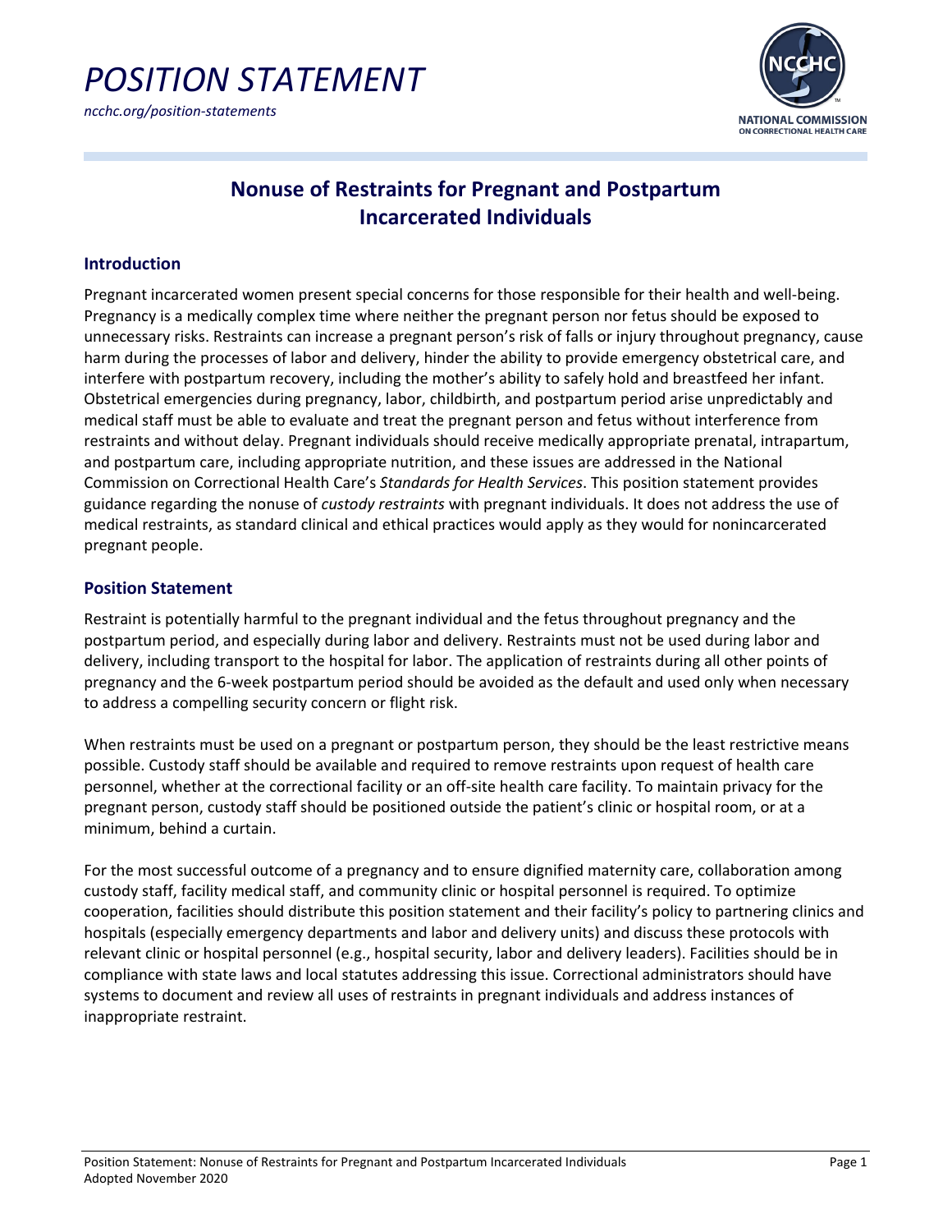# POSITION STATEMENT

*ncchc.org/position-statements*

NATIONAL COMMISSION ON CORRECTIONAL HEALTH CARE

## Nonuse of Restraints for Pregnant and Postpartum Incarcerated Individuals

### Introduction

Pregnant incarcerated women present special concerns for those responsible for their health and well-being. Pregnancy is a medically complex time where neither the pregnant person nor fetus should be exposed to unnecessary risks. Restraints can increase a pregnant person's risk of falls or injury throughout pregnancy, cause harm during the processes of labor and delivery, hinder the ability to provide emergency obstetrical care, and interfere with postpartum recovery, including the mother's ability to safely hold and breastfeed her infant. Obstetrical emergencies during pregnancy, labor, childbirth, and postpartum period arise unpredictably and medical staff must be able to evaluate and treat the pregnant person and fetus without interference from restraints and without delay. Pregnant individuals should receive medically appropriate prenatal, intrapartum, and postpartum care, including appropriate nutrition, and these issues are addressed in the National Commission on Correctional Health Care's *Standards for Health Services*. This position statement provides guidance regarding the nonuse of *custody restraints* with pregnant individuals. It does not address the use of medical restraints, as standard clinical and ethical practices would apply as they would for nonincarcerated pregnant people.

### Position Statement

Restraint is potentially harmful to the pregnant individual and the fetus throughout pregnancy and the postpartum period, and especially during labor and delivery. Restraints must not be used during labor and delivery, including transport to the hospital for labor. The application of restraints during all other points of pregnancy and the 6-week postpartum period should be avoided as the default and used only when necessary to address a compelling security concern or flight risk.

When restraints must be used on a pregnant or postpartum person, they should be the least restrictive means possible. Custody staff should be available and required to remove restraints upon request of health care personnel, whether at the correctional facility or an off-site health care facility. To maintain privacy for the pregnant person, custody staff should be positioned outside the patient's clinic or hospital room, or at a minimum, behind a curtain.

For the most successful outcome of a pregnancy and to ensure dignified maternity care, collaboration among custody staff, facility medical staff, and community clinic or hospital personnel is required. To optimize cooperation, facilities should distribute this position statement and their facility's policy to partnering clinics and hospitals (especially emergency departments and labor and delivery units) and discuss these protocols with relevant clinic or hospital personnel (e.g., hospital security, labor and delivery leaders). Facilities should be in compliance with state laws and local statutes addressing this issue. Correctional administrators should have systems to document and review all uses of restraints in pregnant individuals and address instances of inappropriate restraint.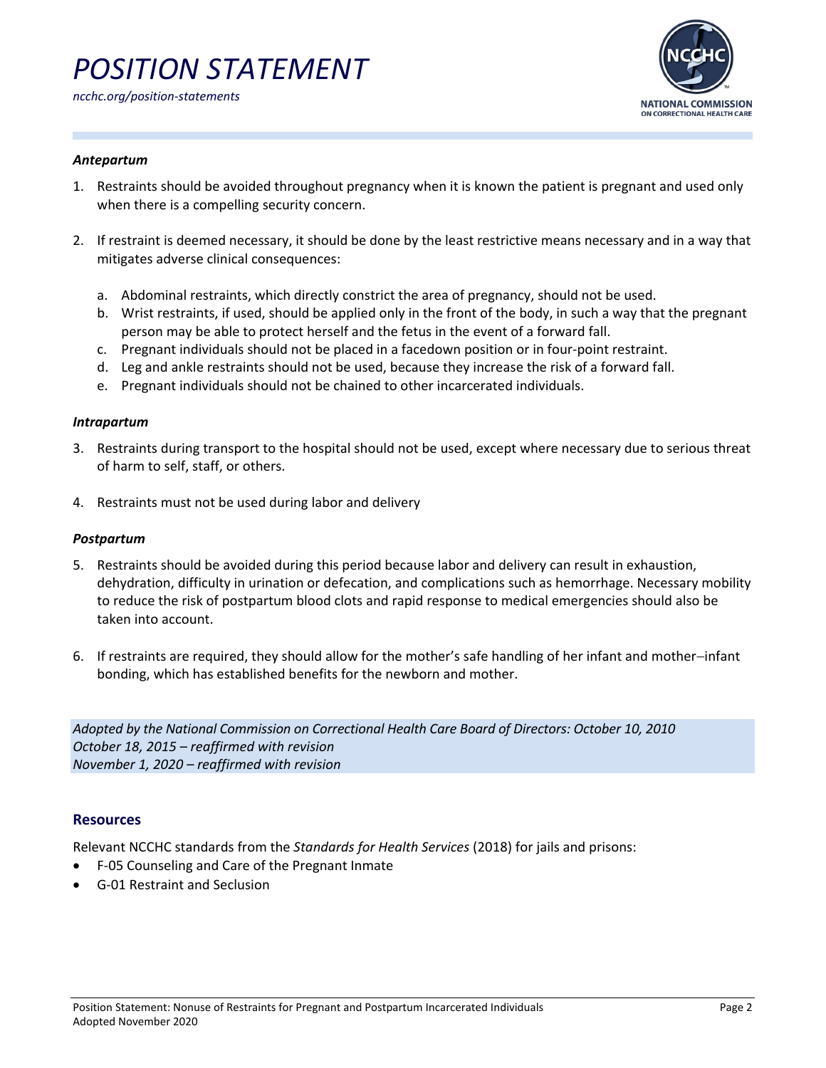### *Antepartum*

1. Restraints should be avoided throughout pregnancy when it is known the patient is pregnant and used only when there is a compelling security concern.

2. If restraint is deemed necessary, it should be done by the least restrictive means necessary and in a way that mitigates adverse clinical consequences:

   a. Abdominal restraints, which directly constrict the area of pregnancy, should not be used.
   b. Wrist restraints, if used, should be applied only in the front of the body, in such a way that the pregnant person may be able to protect herself and the fetus in the event of a forward fall.
   c. Pregnant individuals should not be placed in a facedown position or in four-point restraint.
   d. Leg and ankle restraints should not be used, because they increase the risk of a forward fall.
   e. Pregnant individuals should not be chained to other incarcerated individuals.

### *Intrapartum*

3. Restraints during transport to the hospital should not be used, except where necessary due to serious threat of harm to self, staff, or others.

4. Restraints must not be used during labor and delivery

### *Postpartum*

5. Restraints should be avoided during this period because labor and delivery can result in exhaustion, dehydration, difficulty in urination or defecation, and complications such as hemorrhage. Necessary mobility to reduce the risk of postpartum blood clots and rapid response to medical emergencies should also be taken into account.

6. If restraints are required, they should allow for the mother's safe handling of her infant and mother–infant bonding, which has established benefits for the newborn and mother.

*Adopted by the National Commission on Correctional Health Care Board of Directors: October 10, 2010*
*October 18, 2015 – reaffirmed with revision*
*November 1, 2020 – reaffirmed with revision*

## Resources

Relevant NCCHC standards from the *Standards for Health Services* (2018) for jails and prisons:

- F-05 Counseling and Care of the Pregnant Inmate
- G-01 Restraint and Seclusion